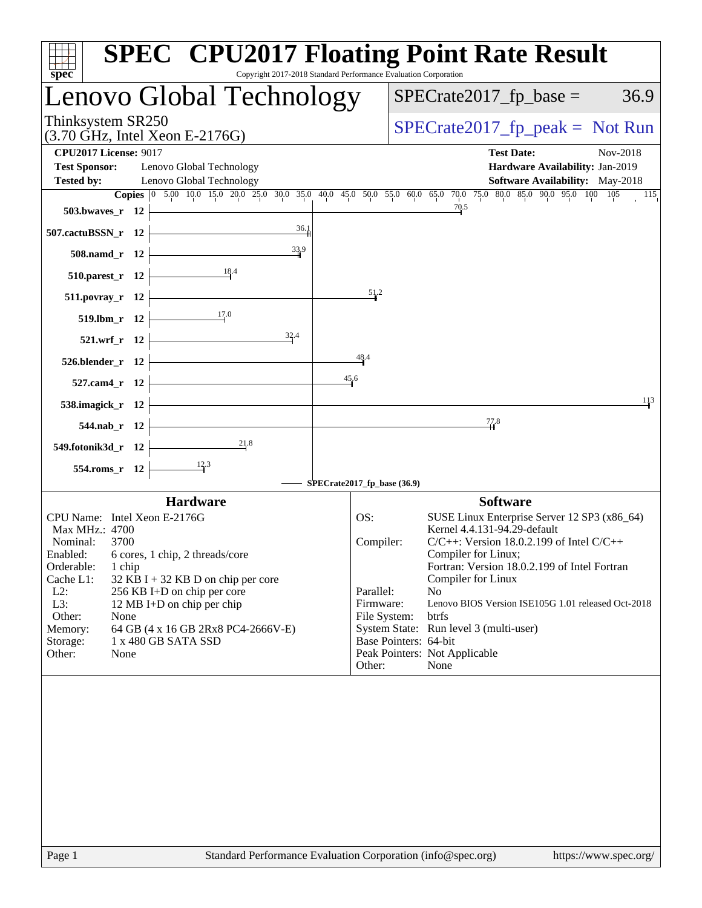# SPEC CPU2017 Floating Point Rate Result

Copyright 2017-2018 Standard Performance Evaluation Corporation

## Lenovo Global Technology

Thinksystem SR250
(3.70 GHz, Intel Xeon E-2176G)

SPECrate2017_fp_base = 36.9

SPECrate2017_fp_peak = Not Run

**CPU2017 License:** 9017
**Test Sponsor:** Lenovo Global Technology
**Tested by:** Lenovo Global Technology
**Test Date:** Nov-2018
**Hardware Availability:** Jan-2019
**Software Availability:** May-2018

Copies 0 5.00 10.0 15.0 20.0 25.0 30.0 35.0 40.0 45.0 50.0 55.0 60.0 65.0 70.0 75.0 80.0 85.0 90.0 95.0 100 105 115

503.bwaves_r 12 70.5
507.cactuBSSN_r 12 36.1
508.namd_r 12 33.9
510.parest_r 12 18.4
511.povray_r 12 51.2
519.lbm_r 12 17.0
521.wrf_r 12 32.4
526.blender_r 12 48.4
527.cam4_r 12 45.6
538.imagick_r 12 113
544.nab_r 12 77.8
549.fotonik3d_r 12 21.8
554.roms_r 12 12.3

SPECrate2017_fp_base (36.9)

### Hardware

| | |
|---|---|
| CPU Name: | Intel Xeon E-2176G |
| Max MHz.: | 4700 |
| Nominal: | 3700 |
| Enabled: | 6 cores, 1 chip, 2 threads/core |
| Orderable: | 1 chip |
| Cache L1: | 32 KB I + 32 KB D on chip per core |
| L2: | 256 KB I+D on chip per core |
| L3: | 12 MB I+D on chip per chip |
| Other: | None |
| Memory: | 64 GB (4 x 16 GB 2Rx8 PC4-2666V-E) |
| Storage: | 1 x 480 GB SATA SSD |
| Other: | None |

### Software

| | |
|---|---|
| OS: | SUSE Linux Enterprise Server 12 SP3 (x86_64) Kernel 4.4.131-94.29-default |
| Compiler: | C/C++: Version 18.0.2.199 of Intel C/C++ Compiler for Linux; Fortran: Version 18.0.2.199 of Intel Fortran Compiler for Linux |
| Parallel: | No |
| Firmware: | Lenovo BIOS Version ISE105G 1.01 released Oct-2018 |
| File System: | btrfs |
| System State: | Run level 3 (multi-user) |
| Base Pointers: | 64-bit |
| Peak Pointers: | Not Applicable |
| Other: | None |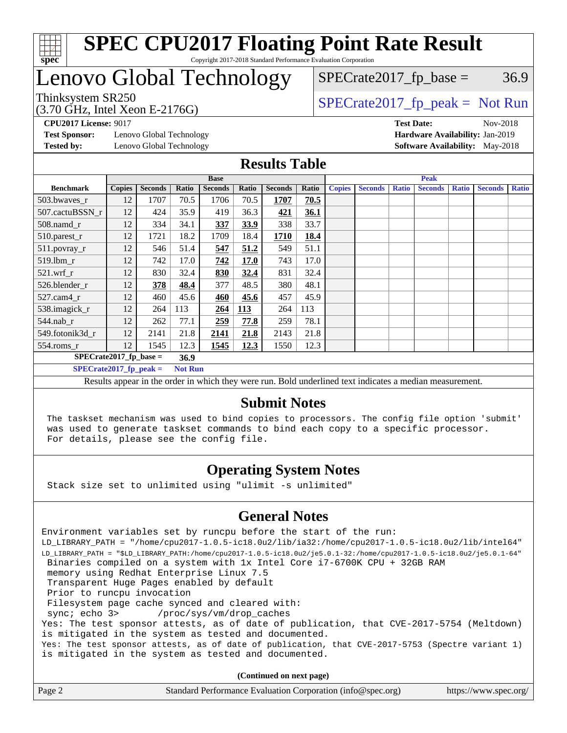# SPEC CPU2017 Floating Point Rate Result

Copyright 2017-2018 Standard Performance Evaluation Corporation

# Lenovo Global Technology

Thinksystem SR250
(3.70 GHz, Intel Xeon E-2176G)

SPECrate2017_fp_base = 36.9

SPECrate2017_fp_peak = Not Run

**CPU2017 License:** 9017
**Test Sponsor:** Lenovo Global Technology
**Tested by:** Lenovo Global Technology
**Test Date:** Nov-2018
**Hardware Availability:** Jan-2019
**Software Availability:** May-2018

## Results Table

| | Base | | | | | | | Peak | | | | | | |
|---|---|---|---|---|---|---|---|---|---|---|---|---|---|---|
| **Benchmark** | **Copies** | **Seconds** | **Ratio** | **Seconds** | **Ratio** | **Seconds** | **Ratio** | **Copies** | **Seconds** | **Ratio** | **Seconds** | **Ratio** | **Seconds** | **Ratio** |
| 503.bwaves_r | 12 | 1707 | 70.5 | 1706 | 70.5 | **1707** | **70.5** | | | | | | | |
| 507.cactuBSSN_r | 12 | 424 | 35.9 | 419 | 36.3 | **421** | **36.1** | | | | | | | |
| 508.namd_r | 12 | 334 | 34.1 | **337** | **33.9** | 338 | 33.7 | | | | | | | |
| 510.parest_r | 12 | 1721 | 18.2 | 1709 | 18.4 | **1710** | **18.4** | | | | | | | |
| 511.povray_r | 12 | 546 | 51.4 | **547** | **51.2** | 549 | 51.1 | | | | | | | |
| 519.lbm_r | 12 | 742 | 17.0 | **742** | **17.0** | 743 | 17.0 | | | | | | | |
| 521.wrf_r | 12 | 830 | 32.4 | **830** | **32.4** | 831 | 32.4 | | | | | | | |
| 526.blender_r | 12 | **378** | **48.4** | 377 | 48.5 | 380 | 48.1 | | | | | | | |
| 527.cam4_r | 12 | 460 | 45.6 | **460** | **45.6** | 457 | 45.9 | | | | | | | |
| 538.imagick_r | 12 | 264 | 113 | **264** | **113** | 264 | 113 | | | | | | | |
| 544.nab_r | 12 | 262 | 77.1 | **259** | **77.8** | 259 | 78.1 | | | | | | | |
| 549.fotonik3d_r | 12 | 2141 | 21.8 | **2141** | **21.8** | 2143 | 21.8 | | | | | | | |
| 554.roms_r | 12 | 1545 | 12.3 | **1545** | **12.3** | 1550 | 12.3 | | | | | | | |

**SPECrate2017_fp_base = 36.9**

**SPECrate2017_fp_peak = Not Run**

Results appear in the order in which they were run. Bold underlined text indicates a median measurement.

## Submit Notes

```
The taskset mechanism was used to bind copies to processors. The config file option 'submit'
was used to generate taskset commands to bind each copy to a specific processor.
For details, please see the config file.
```

## Operating System Notes

```
Stack size set to unlimited using "ulimit -s unlimited"
```

## General Notes

```
Environment variables set by runcpu before the start of the run:
LD_LIBRARY_PATH = "/home/cpu2017-1.0.5-ic18.0u2/lib/ia32:/home/cpu2017-1.0.5-ic18.0u2/lib/intel64"
LD_LIBRARY_PATH = "$LD_LIBRARY_PATH:/home/cpu2017-1.0.5-ic18.0u2/je5.0.1-32:/home/cpu2017-1.0.5-ic18.0u2/je5.0.1-64"
 Binaries compiled on a system with 1x Intel Core i7-6700K CPU + 32GB RAM
 memory using Redhat Enterprise Linux 7.5
 Transparent Huge Pages enabled by default
 Prior to runcpu invocation
 Filesystem page cache synced and cleared with:
 sync; echo 3>       /proc/sys/vm/drop_caches
Yes: The test sponsor attests, as of date of publication, that CVE-2017-5754 (Meltdown)
is mitigated in the system as tested and documented.
Yes: The test sponsor attests, as of date of publication, that CVE-2017-5753 (Spectre variant 1)
is mitigated in the system as tested and documented.
```

**(Continued on next page)**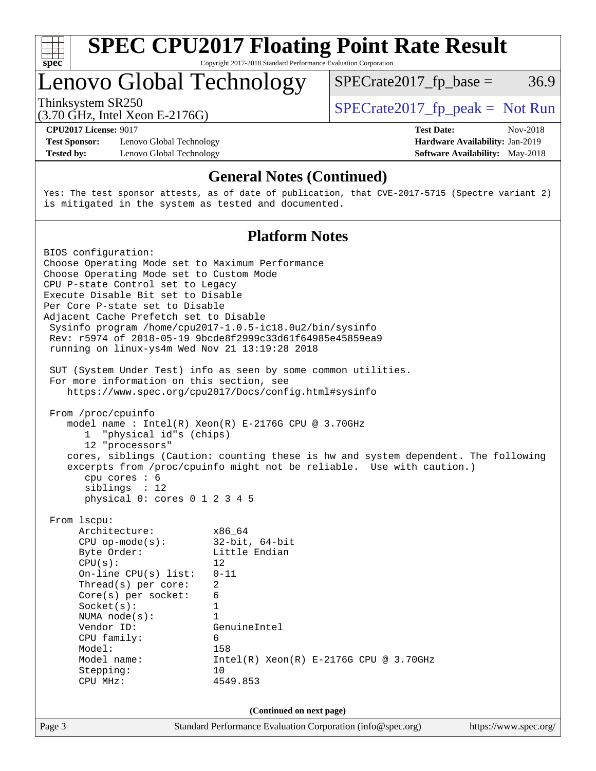# SPEC CPU2017 Floating Point Rate Result

Copyright 2017-2018 Standard Performance Evaluation Corporation

## Lenovo Global Technology

Thinksystem SR250
(3.70 GHz, Intel Xeon E-2176G)

SPECrate2017_fp_base = 36.9

SPECrate2017_fp_peak = Not Run

**CPU2017 License:** 9017
**Test Sponsor:** Lenovo Global Technology
**Tested by:** Lenovo Global Technology

**Test Date:** Nov-2018
**Hardware Availability:** Jan-2019
**Software Availability:** May-2018

### General Notes (Continued)

```
Yes: The test sponsor attests, as of date of publication, that CVE-2017-5715 (Spectre variant 2)
is mitigated in the system as tested and documented.
```

### Platform Notes

```
BIOS configuration:
Choose Operating Mode set to Maximum Performance
Choose Operating Mode set to Custom Mode
CPU P-state Control set to Legacy
Execute Disable Bit set to Disable
Per Core P-state set to Disable
Adjacent Cache Prefetch set to Disable
 Sysinfo program /home/cpu2017-1.0.5-ic18.0u2/bin/sysinfo
 Rev: r5974 of 2018-05-19 9bcde8f2999c33d61f64985e45859ea9
 running on linux-ys4m Wed Nov 21 13:19:28 2018

 SUT (System Under Test) info as seen by some common utilities.
 For more information on this section, see
    https://www.spec.org/cpu2017/Docs/config.html#sysinfo

 From /proc/cpuinfo
    model name : Intel(R) Xeon(R) E-2176G CPU @ 3.70GHz
       1  "physical id"s (chips)
       12 "processors"
    cores, siblings (Caution: counting these is hw and system dependent. The following
    excerpts from /proc/cpuinfo might not be reliable.  Use with caution.)
       cpu cores : 6
       siblings  : 12
       physical 0: cores 0 1 2 3 4 5

 From lscpu:
      Architecture:          x86_64
      CPU op-mode(s):        32-bit, 64-bit
      Byte Order:            Little Endian
      CPU(s):                12
      On-line CPU(s) list:   0-11
      Thread(s) per core:    2
      Core(s) per socket:    6
      Socket(s):             1
      NUMA node(s):          1
      Vendor ID:             GenuineIntel
      CPU family:            6
      Model:                 158
      Model name:            Intel(R) Xeon(R) E-2176G CPU @ 3.70GHz
      Stepping:              10
      CPU MHz:               4549.853
```

(Continued on next page)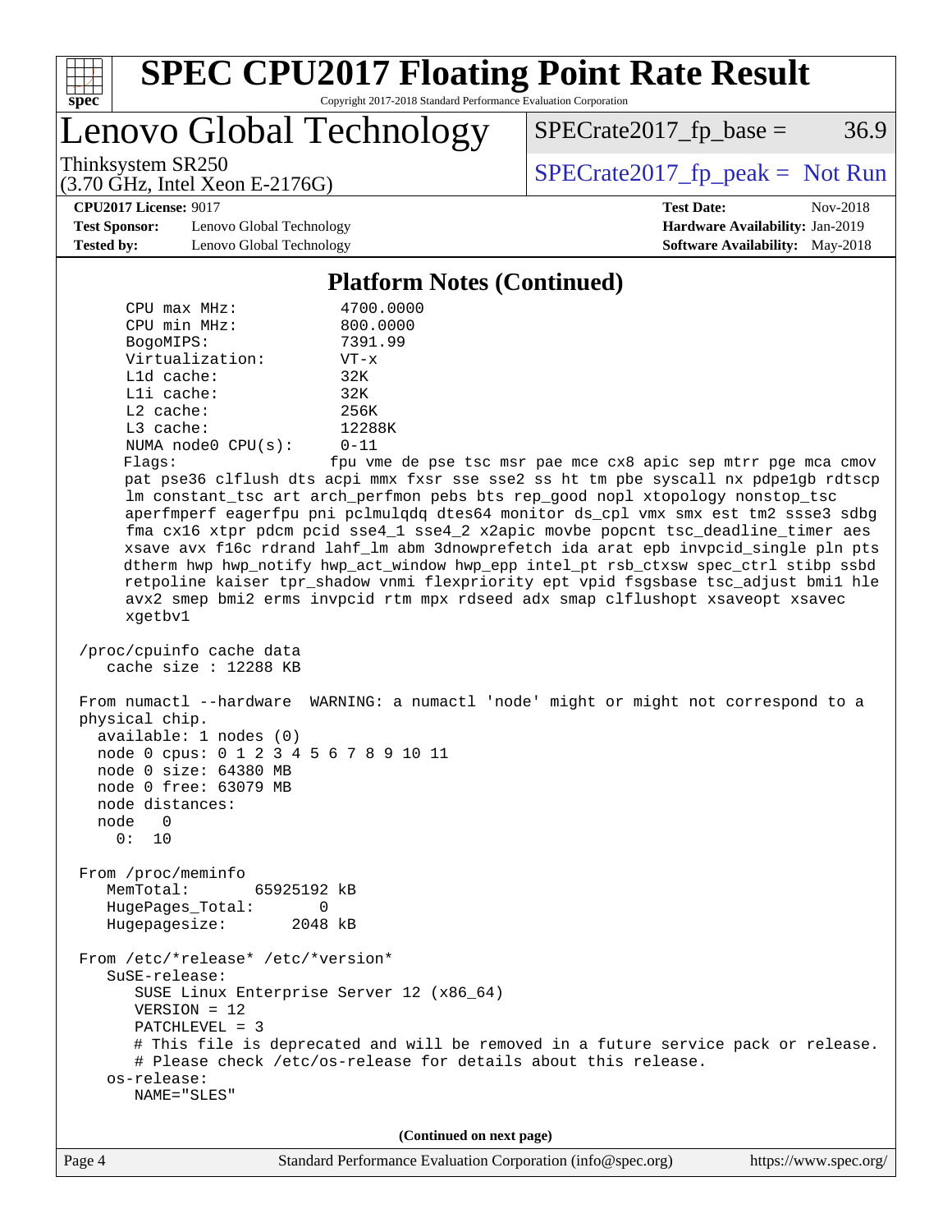## Platform Notes (Continued)

```
      CPU max MHz:           4700.0000
      CPU min MHz:           800.0000
      BogoMIPS:              7391.99
      Virtualization:        VT-x
      L1d cache:             32K
      L1i cache:             32K
      L2 cache:              256K
      L3 cache:              12288K
      NUMA node0 CPU(s):     0-11
      Flags:                 fpu vme de pse tsc msr pae mce cx8 apic sep mtrr pge mca cmov
      pat pse36 clflush dts acpi mmx fxsr sse sse2 ss ht tm pbe syscall nx pdpe1gb rdtscp
      lm constant_tsc art arch_perfmon pebs bts rep_good nopl xtopology nonstop_tsc
      aperfmperf eagerfpu pni pclmulqdq dtes64 monitor ds_cpl vmx smx est tm2 ssse3 sdbg
      fma cx16 xtpr pdcm pcid sse4_1 sse4_2 x2apic movbe popcnt tsc_deadline_timer aes
      xsave avx f16c rdrand lahf_lm abm 3dnowprefetch ida arat epb invpcid_single pln pts
      dtherm hwp hwp_notify hwp_act_window hwp_epp intel_pt rsb_ctxsw spec_ctrl stibp ssbd
      retpoline kaiser tpr_shadow vnmi flexpriority ept vpid fsgsbase tsc_adjust bmi1 hle
      avx2 smep bmi2 erms invpcid rtm mpx rdseed adx smap clflushopt xsaveopt xsavec
      xgetbv1

  /proc/cpuinfo cache data
     cache size : 12288 KB

  From numactl --hardware  WARNING: a numactl 'node' might or might not correspond to a
  physical chip.
    available: 1 nodes (0)
    node 0 cpus: 0 1 2 3 4 5 6 7 8 9 10 11
    node 0 size: 64380 MB
    node 0 free: 63079 MB
    node distances:
    node   0
      0:  10

  From /proc/meminfo
     MemTotal:       65925192 kB
     HugePages_Total:       0
     Hugepagesize:       2048 kB

  From /etc/*release* /etc/*version*
     SuSE-release:
        SUSE Linux Enterprise Server 12 (x86_64)
        VERSION = 12
        PATCHLEVEL = 3
        # This file is deprecated and will be removed in a future service pack or release.
        # Please check /etc/os-release for details about this release.
     os-release:
        NAME="SLES"
```

(Continued on next page)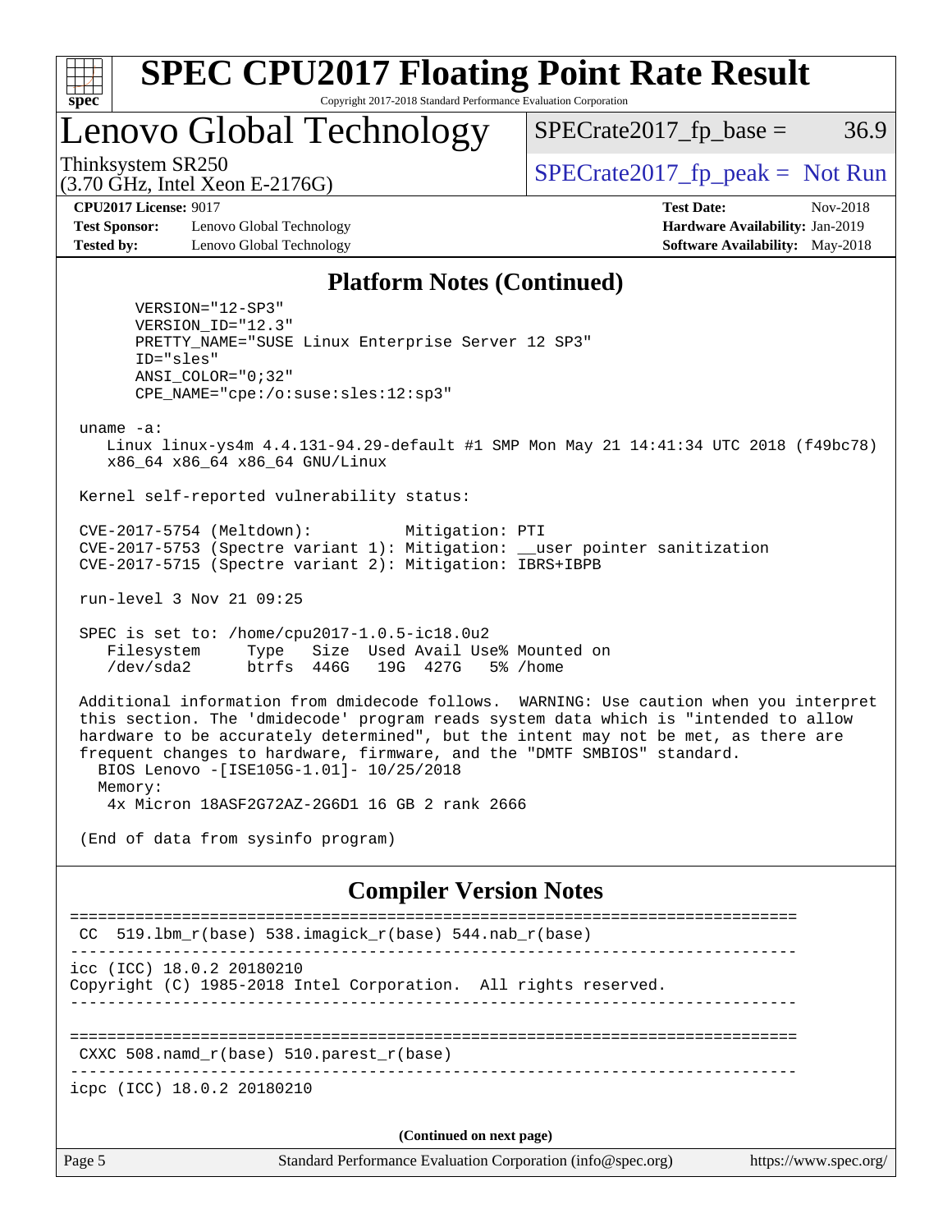## Platform Notes (Continued)

```
      VERSION="12-SP3"
      VERSION_ID="12.3"
      PRETTY_NAME="SUSE Linux Enterprise Server 12 SP3"
      ID="sles"
      ANSI_COLOR="0;32"
      CPE_NAME="cpe:/o:suse:sles:12:sp3"

 uname -a:
    Linux linux-ys4m 4.4.131-94.29-default #1 SMP Mon May 21 14:41:34 UTC 2018 (f49bc78)
    x86_64 x86_64 x86_64 GNU/Linux

 Kernel self-reported vulnerability status:

 CVE-2017-5754 (Meltdown):          Mitigation: PTI
 CVE-2017-5753 (Spectre variant 1): Mitigation: __user pointer sanitization
 CVE-2017-5715 (Spectre variant 2): Mitigation: IBRS+IBPB

 run-level 3 Nov 21 09:25

 SPEC is set to: /home/cpu2017-1.0.5-ic18.0u2
    Filesystem     Type   Size  Used Avail Use% Mounted on
    /dev/sda2      btrfs  446G   19G  427G   5% /home

 Additional information from dmidecode follows.  WARNING: Use caution when you interpret
 this section. The 'dmidecode' program reads system data which is "intended to allow
 hardware to be accurately determined", but the intent may not be met, as there are
 frequent changes to hardware, firmware, and the "DMTF SMBIOS" standard.
   BIOS Lenovo -[ISE105G-1.01]- 10/25/2018
   Memory:
    4x Micron 18ASF2G72AZ-2G6D1 16 GB 2 rank 2666

 (End of data from sysinfo program)
```

## Compiler Version Notes

```
==============================================================================
 CC  519.lbm_r(base) 538.imagick_r(base) 544.nab_r(base)
------------------------------------------------------------------------------
icc (ICC) 18.0.2 20180210
Copyright (C) 1985-2018 Intel Corporation.  All rights reserved.
------------------------------------------------------------------------------

==============================================================================
 CXXC 508.namd_r(base) 510.parest_r(base)
------------------------------------------------------------------------------
icpc (ICC) 18.0.2 20180210
```

(Continued on next page)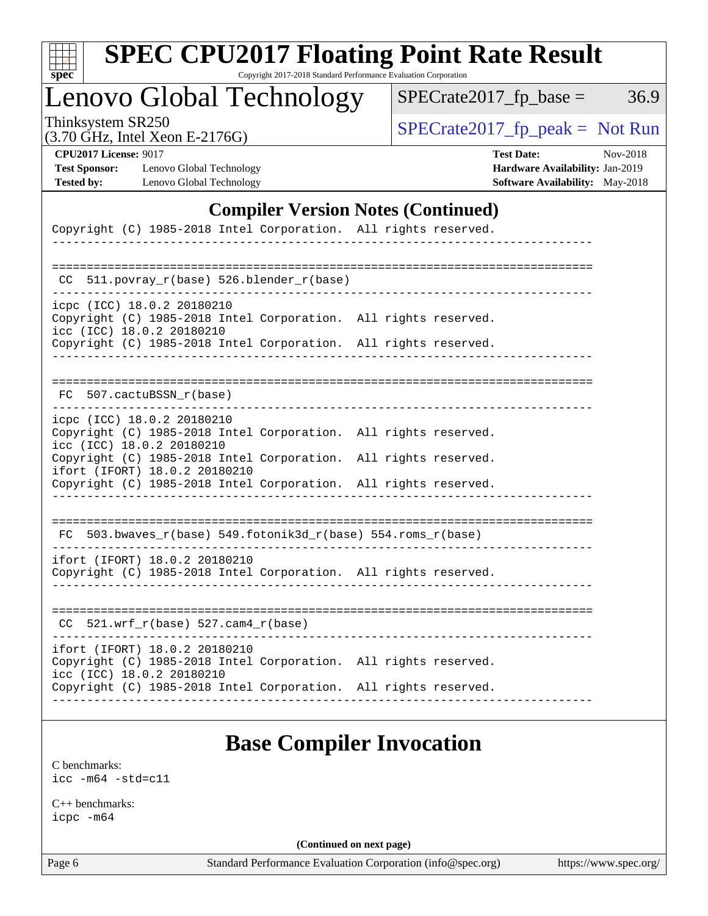## Compiler Version Notes (Continued)

```
Copyright (C) 1985-2018 Intel Corporation.  All rights reserved.
------------------------------------------------------------------------------

==============================================================================
 CC  511.povray_r(base) 526.blender_r(base)
------------------------------------------------------------------------------
icpc (ICC) 18.0.2 20180210
Copyright (C) 1985-2018 Intel Corporation.  All rights reserved.
icc (ICC) 18.0.2 20180210
Copyright (C) 1985-2018 Intel Corporation.  All rights reserved.
------------------------------------------------------------------------------

==============================================================================
 FC  507.cactuBSSN_r(base)
------------------------------------------------------------------------------
icpc (ICC) 18.0.2 20180210
Copyright (C) 1985-2018 Intel Corporation.  All rights reserved.
icc (ICC) 18.0.2 20180210
Copyright (C) 1985-2018 Intel Corporation.  All rights reserved.
ifort (IFORT) 18.0.2 20180210
Copyright (C) 1985-2018 Intel Corporation.  All rights reserved.
------------------------------------------------------------------------------

==============================================================================
 FC  503.bwaves_r(base) 549.fotonik3d_r(base) 554.roms_r(base)
------------------------------------------------------------------------------
ifort (IFORT) 18.0.2 20180210
Copyright (C) 1985-2018 Intel Corporation.  All rights reserved.
------------------------------------------------------------------------------

==============================================================================
 CC  521.wrf_r(base) 527.cam4_r(base)
------------------------------------------------------------------------------
ifort (IFORT) 18.0.2 20180210
Copyright (C) 1985-2018 Intel Corporation.  All rights reserved.
icc (ICC) 18.0.2 20180210
Copyright (C) 1985-2018 Intel Corporation.  All rights reserved.
------------------------------------------------------------------------------
```

## Base Compiler Invocation

C benchmarks:
icc -m64 -std=c11

C++ benchmarks:
icpc -m64

(Continued on next page)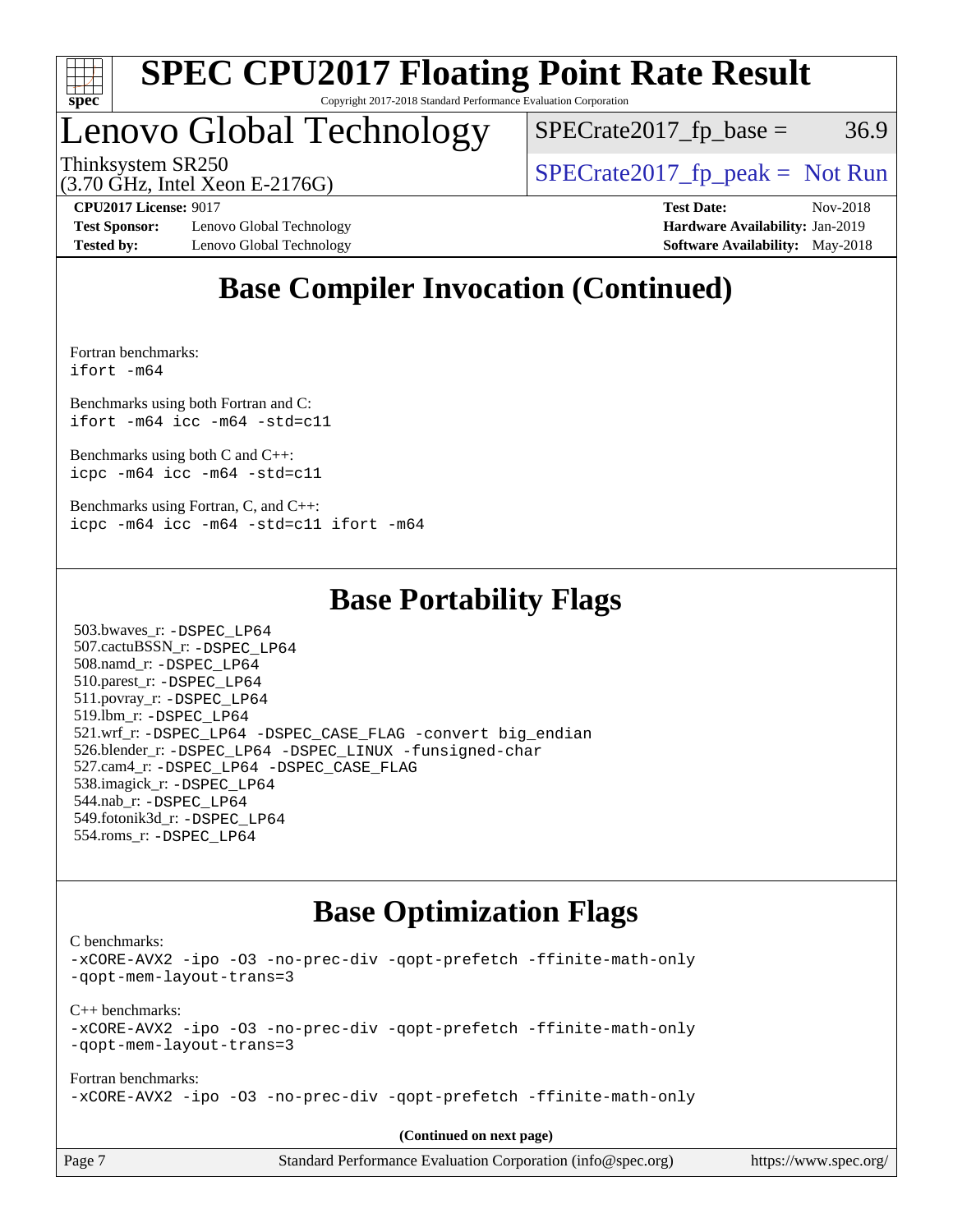## Base Compiler Invocation (Continued)

Fortran benchmarks:
ifort -m64

Benchmarks using both Fortran and C:
ifort -m64 icc -m64 -std=c11

Benchmarks using both C and C++:
icpc -m64 icc -m64 -std=c11

Benchmarks using Fortran, C, and C++:
icpc -m64 icc -m64 -std=c11 ifort -m64

## Base Portability Flags

503.bwaves_r: -DSPEC_LP64
507.cactuBSSN_r: -DSPEC_LP64
508.namd_r: -DSPEC_LP64
510.parest_r: -DSPEC_LP64
511.povray_r: -DSPEC_LP64
519.lbm_r: -DSPEC_LP64
521.wrf_r: -DSPEC_LP64 -DSPEC_CASE_FLAG -convert big_endian
526.blender_r: -DSPEC_LP64 -DSPEC_LINUX -funsigned-char
527.cam4_r: -DSPEC_LP64 -DSPEC_CASE_FLAG
538.imagick_r: -DSPEC_LP64
544.nab_r: -DSPEC_LP64
549.fotonik3d_r: -DSPEC_LP64
554.roms_r: -DSPEC_LP64

## Base Optimization Flags

C benchmarks:
-xCORE-AVX2 -ipo -O3 -no-prec-div -qopt-prefetch -ffinite-math-only
-qopt-mem-layout-trans=3

C++ benchmarks:
-xCORE-AVX2 -ipo -O3 -no-prec-div -qopt-prefetch -ffinite-math-only
-qopt-mem-layout-trans=3

Fortran benchmarks:
-xCORE-AVX2 -ipo -O3 -no-prec-div -qopt-prefetch -ffinite-math-only

**(Continued on next page)**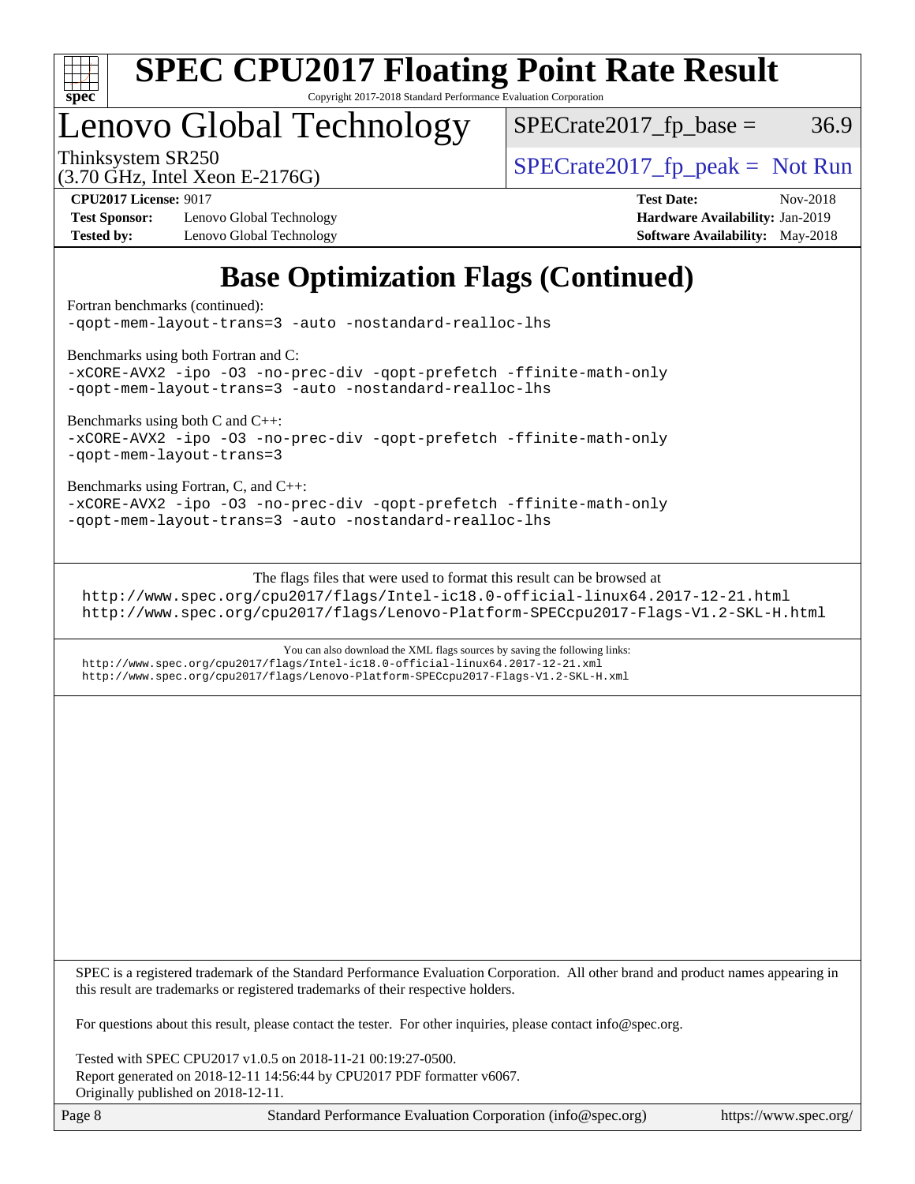# Base Optimization Flags (Continued)

Fortran benchmarks (continued):
```
-qopt-mem-layout-trans=3 -auto -nostandard-realloc-lhs
```

Benchmarks using both Fortran and C:
```
-xCORE-AVX2 -ipo -O3 -no-prec-div -qopt-prefetch -ffinite-math-only
-qopt-mem-layout-trans=3 -auto -nostandard-realloc-lhs
```

Benchmarks using both C and C++:
```
-xCORE-AVX2 -ipo -O3 -no-prec-div -qopt-prefetch -ffinite-math-only
-qopt-mem-layout-trans=3
```

Benchmarks using Fortran, C, and C++:
```
-xCORE-AVX2 -ipo -O3 -no-prec-div -qopt-prefetch -ffinite-math-only
-qopt-mem-layout-trans=3 -auto -nostandard-realloc-lhs
```

The flags files that were used to format this result can be browsed at
http://www.spec.org/cpu2017/flags/Intel-ic18.0-official-linux64.2017-12-21.html
http://www.spec.org/cpu2017/flags/Lenovo-Platform-SPECcpu2017-Flags-V1.2-SKL-H.html

You can also download the XML flags sources by saving the following links:
http://www.spec.org/cpu2017/flags/Intel-ic18.0-official-linux64.2017-12-21.xml
http://www.spec.org/cpu2017/flags/Lenovo-Platform-SPECcpu2017-Flags-V1.2-SKL-H.xml

SPEC is a registered trademark of the Standard Performance Evaluation Corporation. All other brand and product names appearing in this result are trademarks or registered trademarks of their respective holders.

For questions about this result, please contact the tester. For other inquiries, please contact info@spec.org.

Tested with SPEC CPU2017 v1.0.5 on 2018-11-21 00:19:27-0500.
Report generated on 2018-12-11 14:56:44 by CPU2017 PDF formatter v6067.
Originally published on 2018-12-11.